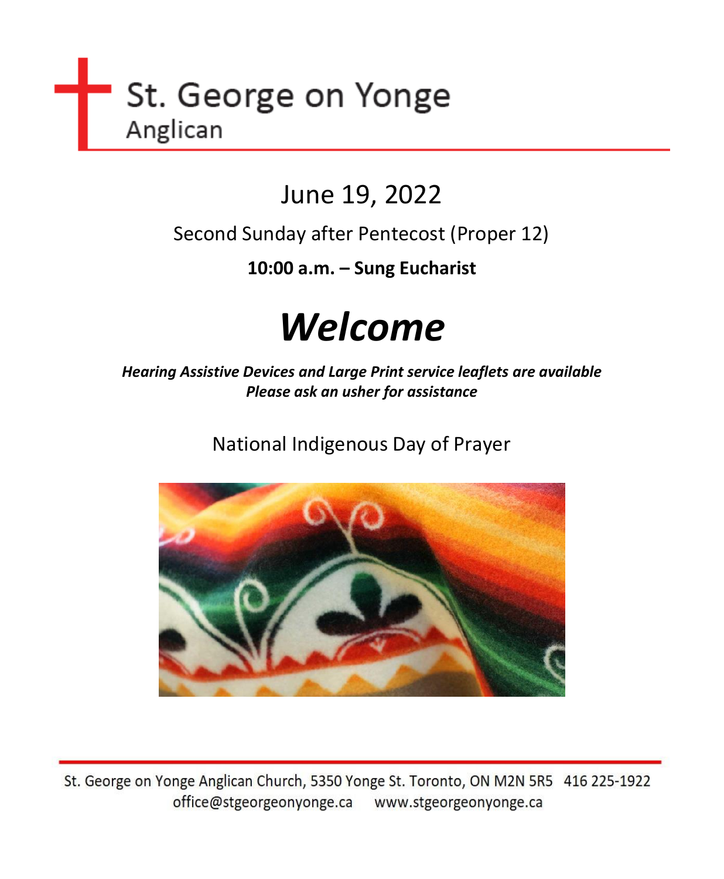# St. George on Yonge
## Anglican

June 19, 2022

Second Sunday after Pentecost (Proper 12)

**10:00 a.m. – Sung Eucharist**

# ***Welcome***

***Hearing Assistive Devices and Large Print service leaflets are available***
***Please ask an usher for assistance***

National Indigenous Day of Prayer

St. George on Yonge Anglican Church, 5350 Yonge St. Toronto, ON M2N 5R5 416 225-1922
office@stgeorgeonyonge.ca www.stgeorgeonyonge.ca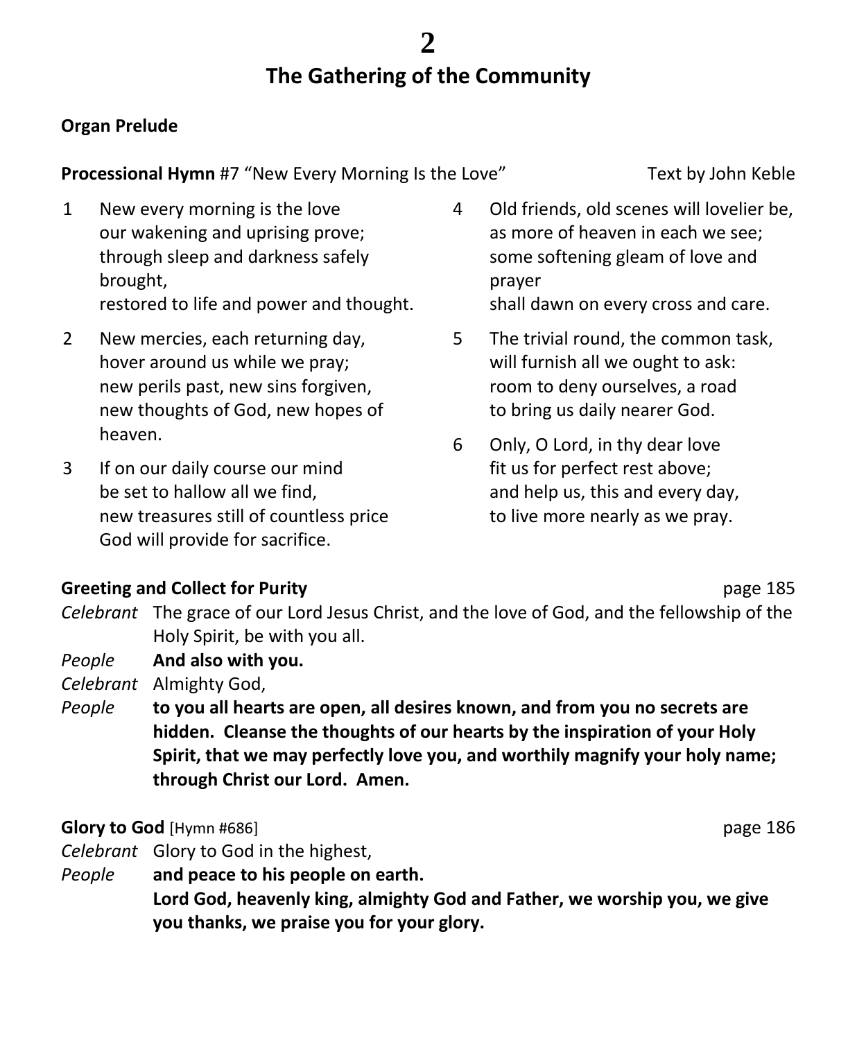# The Gathering of the Community

**Organ Prelude**

**Processional Hymn** #7 "New Every Morning Is the Love" Text by John Keble

1. New every morning is the love
   our wakening and uprising prove;
   through sleep and darkness safely brought,
   restored to life and power and thought.

2. New mercies, each returning day,
   hover around us while we pray;
   new perils past, new sins forgiven,
   new thoughts of God, new hopes of heaven.

3. If on our daily course our mind
   be set to hallow all we find,
   new treasures still of countless price
   God will provide for sacrifice.

4. Old friends, old scenes will lovelier be,
   as more of heaven in each we see;
   some softening gleam of love and prayer
   shall dawn on every cross and care.

5. The trivial round, the common task,
   will furnish all we ought to ask:
   room to deny ourselves, a road
   to bring us daily nearer God.

6. Only, O Lord, in thy dear love
   fit us for perfect rest above;
   and help us, this and every day,
   to live more nearly as we pray.

**Greeting and Collect for Purity** page 185

*Celebrant* The grace of our Lord Jesus Christ, and the love of God, and the fellowship of the Holy Spirit, be with you all.

*People* **And also with you.**

*Celebrant* Almighty God,

*People* **to you all hearts are open, all desires known, and from you no secrets are hidden. Cleanse the thoughts of our hearts by the inspiration of your Holy Spirit, that we may perfectly love you, and worthily magnify your holy name; through Christ our Lord. Amen.**

**Glory to God** [Hymn #686] page 186

*Celebrant* Glory to God in the highest,

*People* **and peace to his people on earth.**
**Lord God, heavenly king, almighty God and Father, we worship you, we give you thanks, we praise you for your glory.**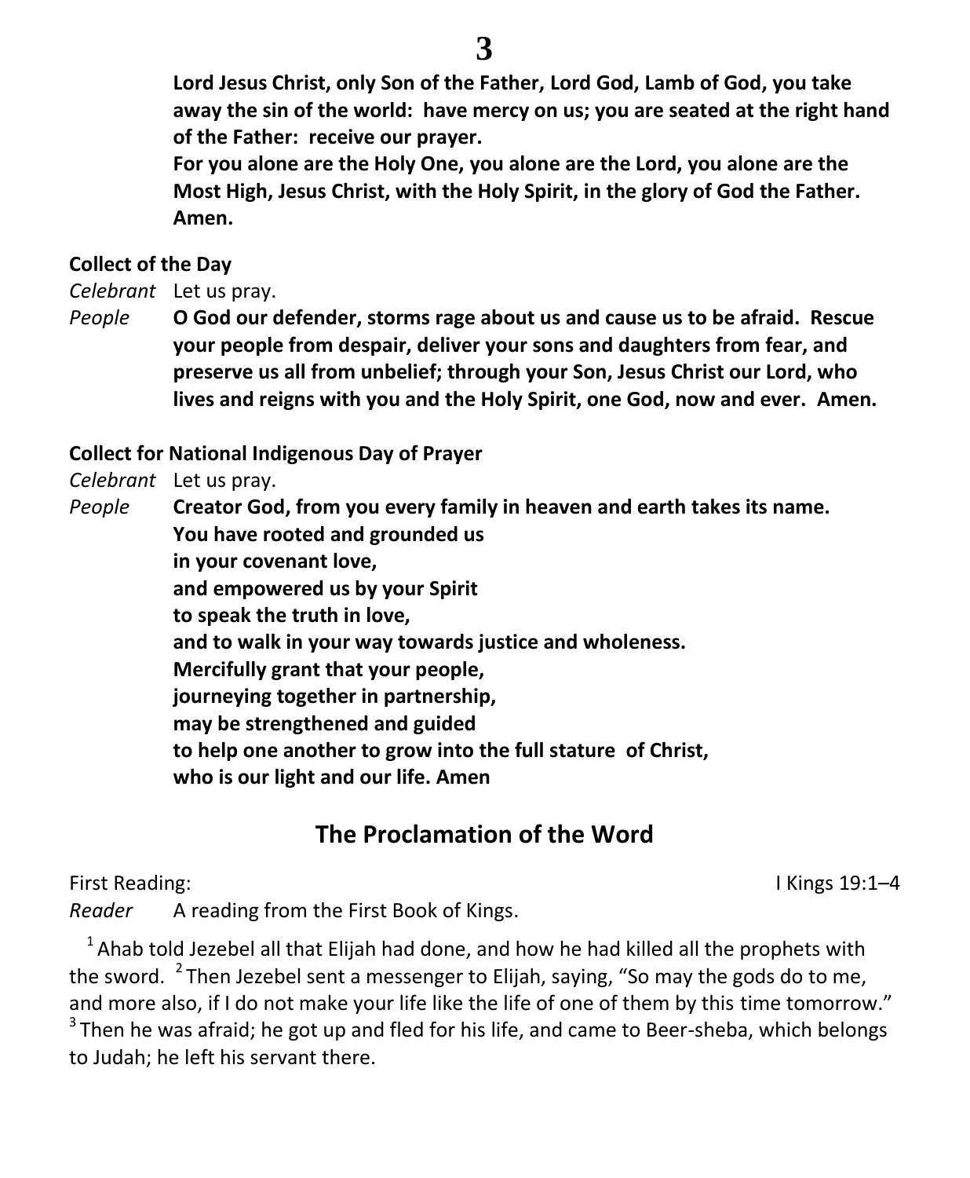**Lord Jesus Christ, only Son of the Father, Lord God, Lamb of God, you take away the sin of the world: have mercy on us; you are seated at the right hand of the Father: receive our prayer.**
**For you alone are the Holy One, you alone are the Lord, you alone are the Most High, Jesus Christ, with the Holy Spirit, in the glory of God the Father. Amen.**

**Collect of the Day**

*Celebrant* Let us pray.

*People* **O God our defender, storms rage about us and cause us to be afraid. Rescue your people from despair, deliver your sons and daughters from fear, and preserve us all from unbelief; through your Son, Jesus Christ our Lord, who lives and reigns with you and the Holy Spirit, one God, now and ever. Amen.**

**Collect for National Indigenous Day of Prayer**

*Celebrant* Let us pray.

*People* **Creator God, from you every family in heaven and earth takes its name.**
**You have rooted and grounded us**
**in your covenant love,**
**and empowered us by your Spirit**
**to speak the truth in love,**
**and to walk in your way towards justice and wholeness.**
**Mercifully grant that your people,**
**journeying together in partnership,**
**may be strengthened and guided**
**to help one another to grow into the full stature of Christ,**
**who is our light and our life. Amen**

## The Proclamation of the Word

First Reading: I Kings 19:1–4

*Reader* A reading from the First Book of Kings.

[1] Ahab told Jezebel all that Elijah had done, and how he had killed all the prophets with the sword. [2] Then Jezebel sent a messenger to Elijah, saying, "So may the gods do to me, and more also, if I do not make your life like the life of one of them by this time tomorrow." [3] Then he was afraid; he got up and fled for his life, and came to Beer-sheba, which belongs to Judah; he left his servant there.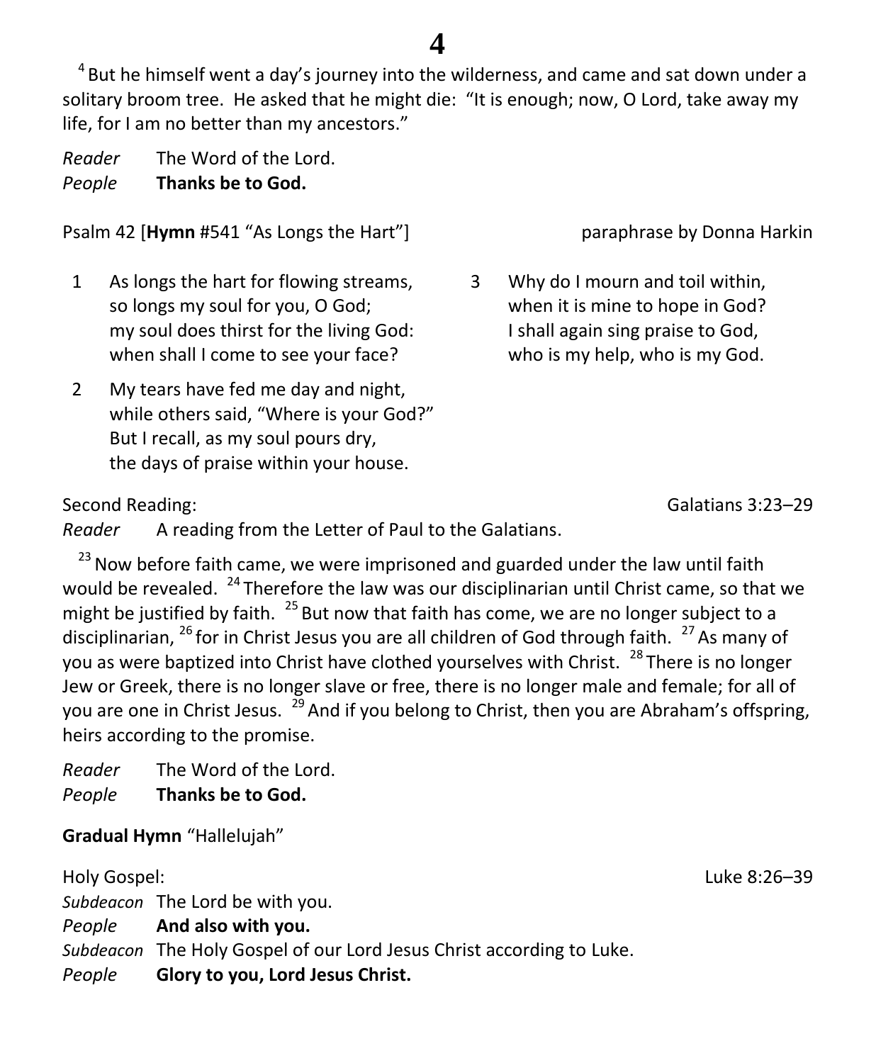[4] But he himself went a day's journey into the wilderness, and came and sat down under a solitary broom tree. He asked that he might die: "It is enough; now, O Lord, take away my life, for I am no better than my ancestors."

*Reader* The Word of the Lord.
*People* **Thanks be to God.**

Psalm 42 [**Hymn** #541 "As Longs the Hart"] paraphrase by Donna Harkin

1 As longs the hart for flowing streams,
so longs my soul for you, O God;
my soul does thirst for the living God:
when shall I come to see your face?

2 My tears have fed me day and night,
while others said, "Where is your God?"
But I recall, as my soul pours dry,
the days of praise within your house.

3 Why do I mourn and toil within,
when it is mine to hope in God?
I shall again sing praise to God,
who is my help, who is my God.

Second Reading: Galatians 3:23–29

*Reader* A reading from the Letter of Paul to the Galatians.

[23] Now before faith came, we were imprisoned and guarded under the law until faith would be revealed. [24] Therefore the law was our disciplinarian until Christ came, so that we might be justified by faith. [25] But now that faith has come, we are no longer subject to a disciplinarian, [26] for in Christ Jesus you are all children of God through faith. [27] As many of you as were baptized into Christ have clothed yourselves with Christ. [28] There is no longer Jew or Greek, there is no longer slave or free, there is no longer male and female; for all of you are one in Christ Jesus. [29] And if you belong to Christ, then you are Abraham's offspring, heirs according to the promise.

*Reader* The Word of the Lord.
*People* **Thanks be to God.**

**Gradual Hymn** "Hallelujah"

Holy Gospel: Luke 8:26–39

*Subdeacon* The Lord be with you.
*People* **And also with you.**
*Subdeacon* The Holy Gospel of our Lord Jesus Christ according to Luke.
*People* **Glory to you, Lord Jesus Christ.**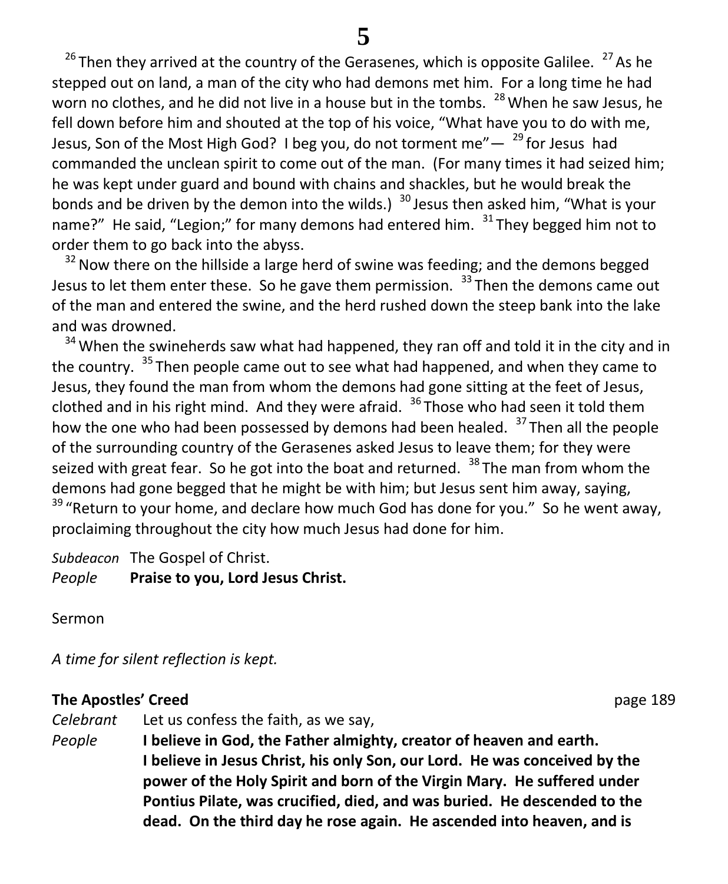[26] Then they arrived at the country of the Gerasenes, which is opposite Galilee. [27] As he stepped out on land, a man of the city who had demons met him. For a long time he had worn no clothes, and he did not live in a house but in the tombs. [28] When he saw Jesus, he fell down before him and shouted at the top of his voice, "What have you to do with me, Jesus, Son of the Most High God? I beg you, do not torment me"— [29] for Jesus had commanded the unclean spirit to come out of the man. (For many times it had seized him; he was kept under guard and bound with chains and shackles, but he would break the bonds and be driven by the demon into the wilds.) [30] Jesus then asked him, "What is your name?" He said, "Legion;" for many demons had entered him. [31] They begged him not to order them to go back into the abyss.

[32] Now there on the hillside a large herd of swine was feeding; and the demons begged Jesus to let them enter these. So he gave them permission. [33] Then the demons came out of the man and entered the swine, and the herd rushed down the steep bank into the lake and was drowned.

[34] When the swineherds saw what had happened, they ran off and told it in the city and in the country. [35] Then people came out to see what had happened, and when they came to Jesus, they found the man from whom the demons had gone sitting at the feet of Jesus, clothed and in his right mind. And they were afraid. [36] Those who had seen it told them how the one who had been possessed by demons had been healed. [37] Then all the people of the surrounding country of the Gerasenes asked Jesus to leave them; for they were seized with great fear. So he got into the boat and returned. [38] The man from whom the demons had gone begged that he might be with him; but Jesus sent him away, saying, [39] "Return to your home, and declare how much God has done for you." So he went away, proclaiming throughout the city how much Jesus had done for him.

*Subdeacon* The Gospel of Christ.
*People* **Praise to you, Lord Jesus Christ.**

Sermon

*A time for silent reflection is kept.*

**The Apostles' Creed** page 189

*Celebrant* Let us confess the faith, as we say,
*People* **I believe in God, the Father almighty, creator of heaven and earth. I believe in Jesus Christ, his only Son, our Lord. He was conceived by the power of the Holy Spirit and born of the Virgin Mary. He suffered under Pontius Pilate, was crucified, died, and was buried. He descended to the dead. On the third day he rose again. He ascended into heaven, and is**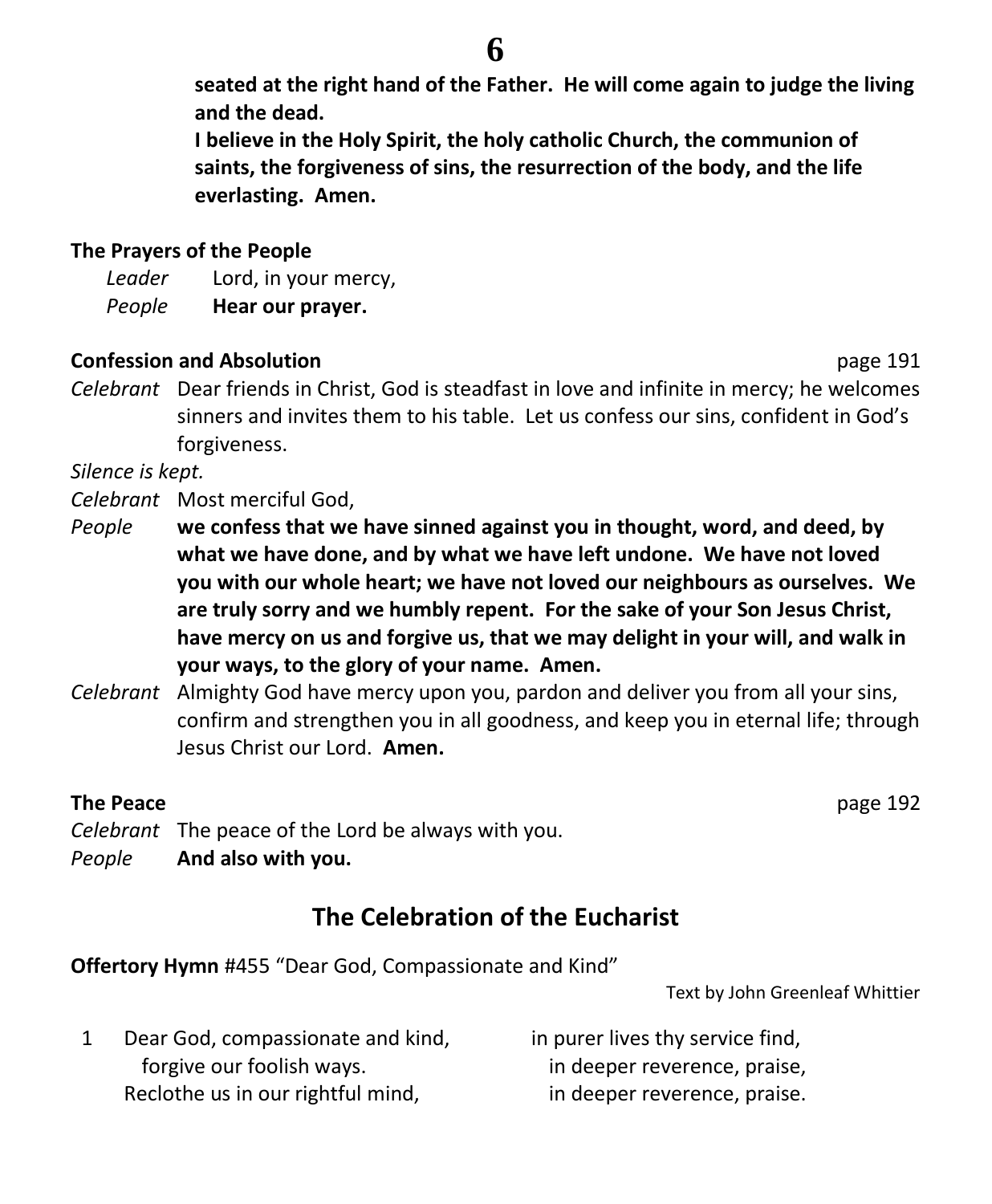**seated at the right hand of the Father. He will come again to judge the living and the dead.**
**I believe in the Holy Spirit, the holy catholic Church, the communion of saints, the forgiveness of sins, the resurrection of the body, and the life everlasting. Amen.**

**The Prayers of the People**

*Leader* Lord, in your mercy,
*People* **Hear our prayer.**

**Confession and Absolution** page 191

*Celebrant* Dear friends in Christ, God is steadfast in love and infinite in mercy; he welcomes sinners and invites them to his table. Let us confess our sins, confident in God's forgiveness.

*Silence is kept.*

*Celebrant* Most merciful God,
*People* **we confess that we have sinned against you in thought, word, and deed, by what we have done, and by what we have left undone. We have not loved you with our whole heart; we have not loved our neighbours as ourselves. We are truly sorry and we humbly repent. For the sake of your Son Jesus Christ, have mercy on us and forgive us, that we may delight in your will, and walk in your ways, to the glory of your name. Amen.**
*Celebrant* Almighty God have mercy upon you, pardon and deliver you from all your sins, confirm and strengthen you in all goodness, and keep you in eternal life; through Jesus Christ our Lord. **Amen.**

**The Peace** page 192

*Celebrant* The peace of the Lord be always with you.
*People* **And also with you.**

## The Celebration of the Eucharist

**Offertory Hymn** #455 "Dear God, Compassionate and Kind"

Text by John Greenleaf Whittier

1 Dear God, compassionate and kind,
forgive our foolish ways.
Reclothe us in our rightful mind,
in purer lives thy service find,
in deeper reverence, praise,
in deeper reverence, praise.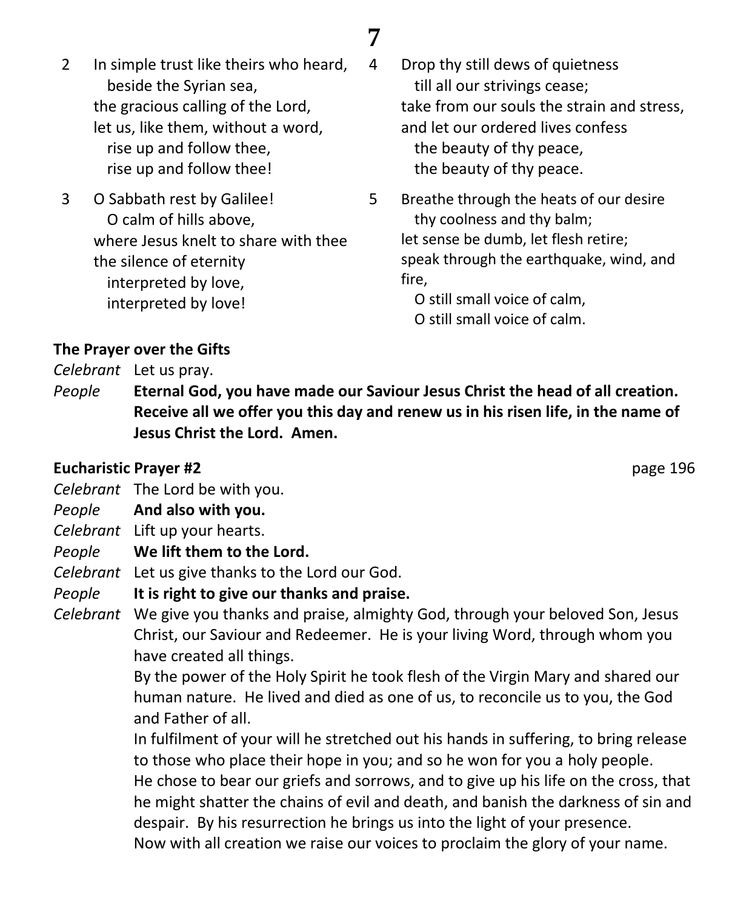2 In simple trust like theirs who heard,
beside the Syrian sea,
the gracious calling of the Lord,
let us, like them, without a word,
rise up and follow thee,
rise up and follow thee!

3 O Sabbath rest by Galilee!
O calm of hills above,
where Jesus knelt to share with thee
the silence of eternity
interpreted by love,
interpreted by love!

4 Drop thy still dews of quietness
till all our strivings cease;
take from our souls the strain and stress,
and let our ordered lives confess
the beauty of thy peace,
the beauty of thy peace.

5 Breathe through the heats of our desire
thy coolness and thy balm;
let sense be dumb, let flesh retire;
speak through the earthquake, wind, and fire,
O still small voice of calm,
O still small voice of calm.

**The Prayer over the Gifts**

*Celebrant* Let us pray.

*People* **Eternal God, you have made our Saviour Jesus Christ the head of all creation. Receive all we offer you this day and renew us in his risen life, in the name of Jesus Christ the Lord. Amen.**

**Eucharistic Prayer #2** page 196

*Celebrant* The Lord be with you.

*People* **And also with you.**

*Celebrant* Lift up your hearts.

*People* **We lift them to the Lord.**

*Celebrant* Let us give thanks to the Lord our God.

*People* **It is right to give our thanks and praise.**

*Celebrant* We give you thanks and praise, almighty God, through your beloved Son, Jesus Christ, our Saviour and Redeemer. He is your living Word, through whom you have created all things.

By the power of the Holy Spirit he took flesh of the Virgin Mary and shared our human nature. He lived and died as one of us, to reconcile us to you, the God and Father of all.

In fulfilment of your will he stretched out his hands in suffering, to bring release to those who place their hope in you; and so he won for you a holy people.

He chose to bear our griefs and sorrows, and to give up his life on the cross, that he might shatter the chains of evil and death, and banish the darkness of sin and despair. By his resurrection he brings us into the light of your presence.

Now with all creation we raise our voices to proclaim the glory of your name.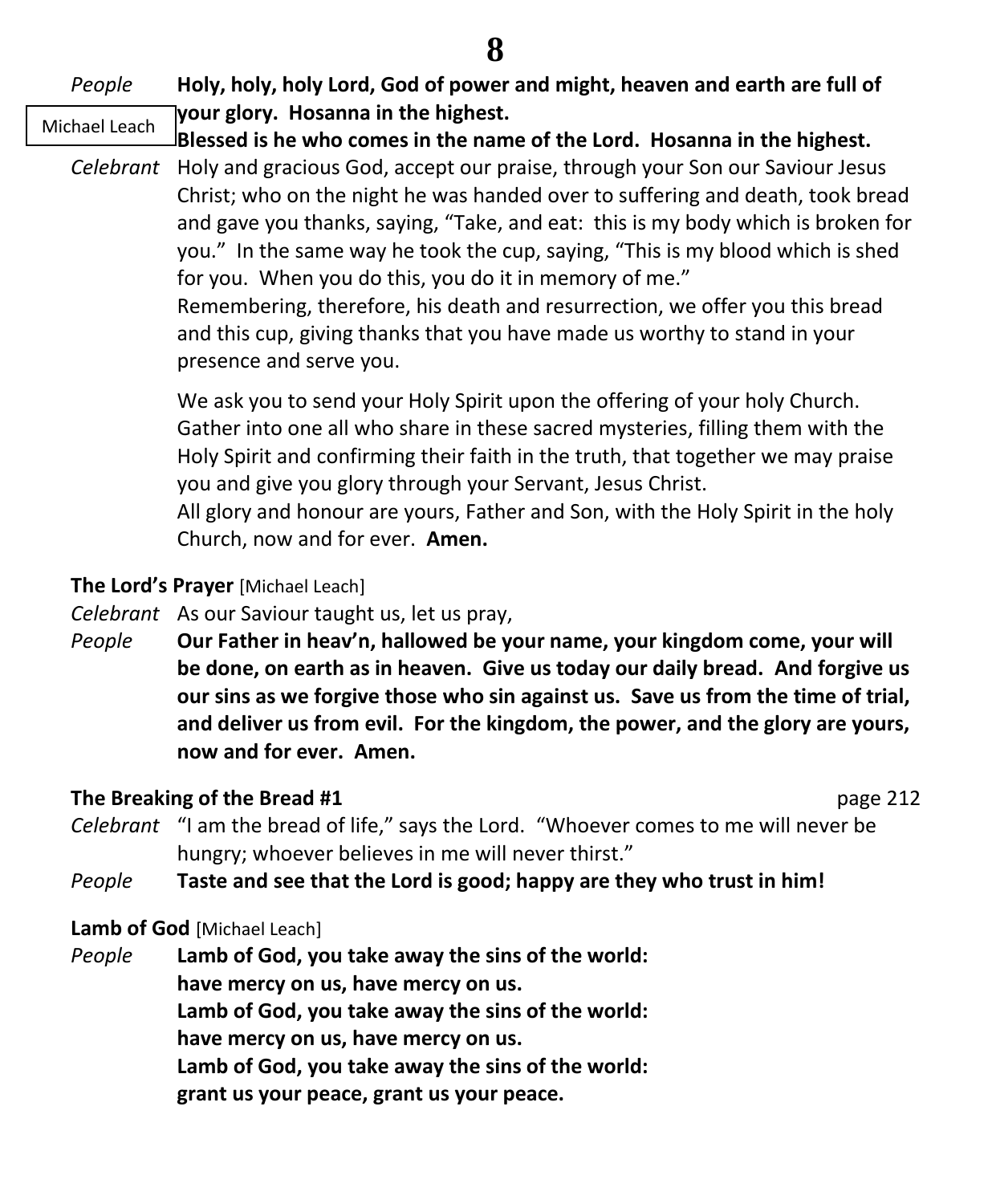*People* **Holy, holy, holy Lord, God of power and might, heaven and earth are full of your glory. Hosanna in the highest.**

Michael Leach

**Blessed is he who comes in the name of the Lord. Hosanna in the highest.**

*Celebrant* Holy and gracious God, accept our praise, through your Son our Saviour Jesus Christ; who on the night he was handed over to suffering and death, took bread and gave you thanks, saying, "Take, and eat: this is my body which is broken for you." In the same way he took the cup, saying, "This is my blood which is shed for you. When you do this, you do it in memory of me."
Remembering, therefore, his death and resurrection, we offer you this bread and this cup, giving thanks that you have made us worthy to stand in your presence and serve you.

We ask you to send your Holy Spirit upon the offering of your holy Church. Gather into one all who share in these sacred mysteries, filling them with the Holy Spirit and confirming their faith in the truth, that together we may praise you and give you glory through your Servant, Jesus Christ.
All glory and honour are yours, Father and Son, with the Holy Spirit in the holy Church, now and for ever. **Amen.**

**The Lord's Prayer** [Michael Leach]

*Celebrant* As our Saviour taught us, let us pray,

*People* **Our Father in heav'n, hallowed be your name, your kingdom come, your will be done, on earth as in heaven. Give us today our daily bread. And forgive us our sins as we forgive those who sin against us. Save us from the time of trial, and deliver us from evil. For the kingdom, the power, and the glory are yours, now and for ever. Amen.**

**The Breaking of the Bread #1** page 212

*Celebrant* "I am the bread of life," says the Lord. "Whoever comes to me will never be hungry; whoever believes in me will never thirst."

*People* **Taste and see that the Lord is good; happy are they who trust in him!**

**Lamb of God** [Michael Leach]

*People* **Lamb of God, you take away the sins of the world:**
**have mercy on us, have mercy on us.**
**Lamb of God, you take away the sins of the world:**
**have mercy on us, have mercy on us.**
**Lamb of God, you take away the sins of the world:**
**grant us your peace, grant us your peace.**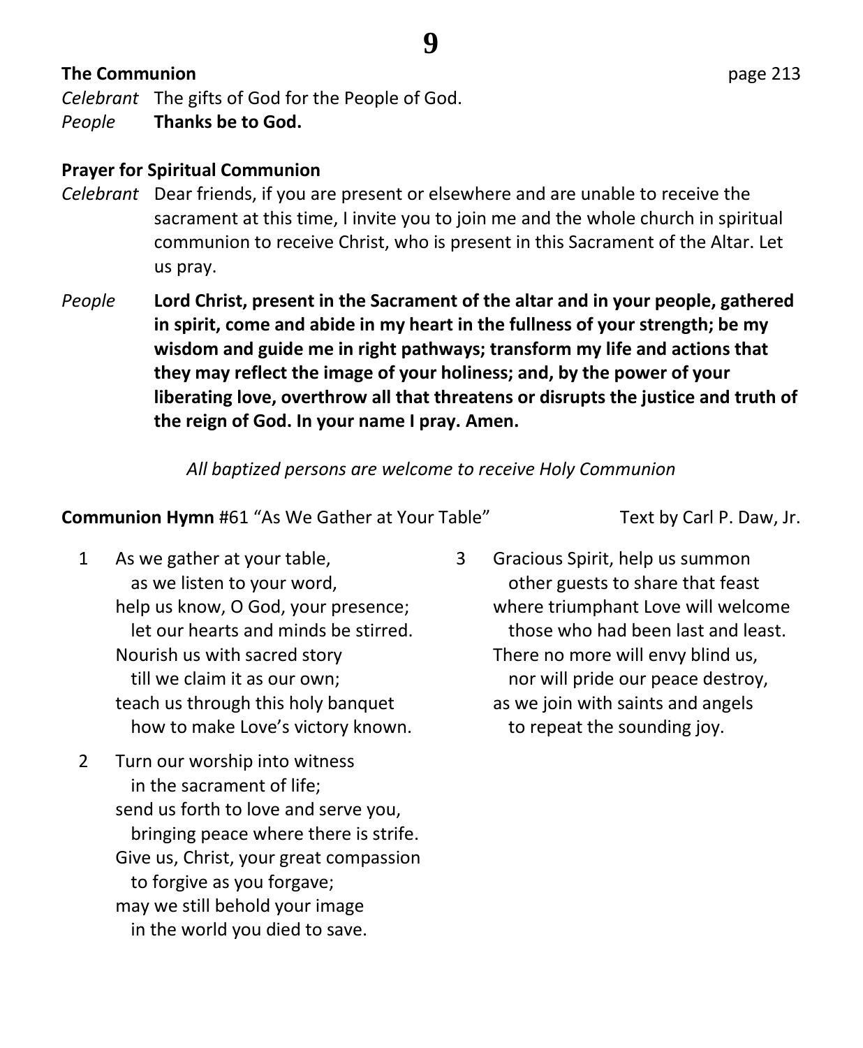**The Communion** page 213

*Celebrant* The gifts of God for the People of God.
*People* **Thanks be to God.**

**Prayer for Spiritual Communion**

*Celebrant* Dear friends, if you are present or elsewhere and are unable to receive the sacrament at this time, I invite you to join me and the whole church in spiritual communion to receive Christ, who is present in this Sacrament of the Altar. Let us pray.

*People* **Lord Christ, present in the Sacrament of the altar and in your people, gathered in spirit, come and abide in my heart in the fullness of your strength; be my wisdom and guide me in right pathways; transform my life and actions that they may reflect the image of your holiness; and, by the power of your liberating love, overthrow all that threatens or disrupts the justice and truth of the reign of God. In your name I pray. Amen.**

*All baptized persons are welcome to receive Holy Communion*

**Communion Hymn** #61 "As We Gather at Your Table" Text by Carl P. Daw, Jr.

1 As we gather at your table,
as we listen to your word,
help us know, O God, your presence;
let our hearts and minds be stirred.
Nourish us with sacred story
till we claim it as our own;
teach us through this holy banquet
how to make Love's victory known.

2 Turn our worship into witness
in the sacrament of life;
send us forth to love and serve you,
bringing peace where there is strife.
Give us, Christ, your great compassion
to forgive as you forgave;
may we still behold your image
in the world you died to save.

3 Gracious Spirit, help us summon
other guests to share that feast
where triumphant Love will welcome
those who had been last and least.
There no more will envy blind us,
nor will pride our peace destroy,
as we join with saints and angels
to repeat the sounding joy.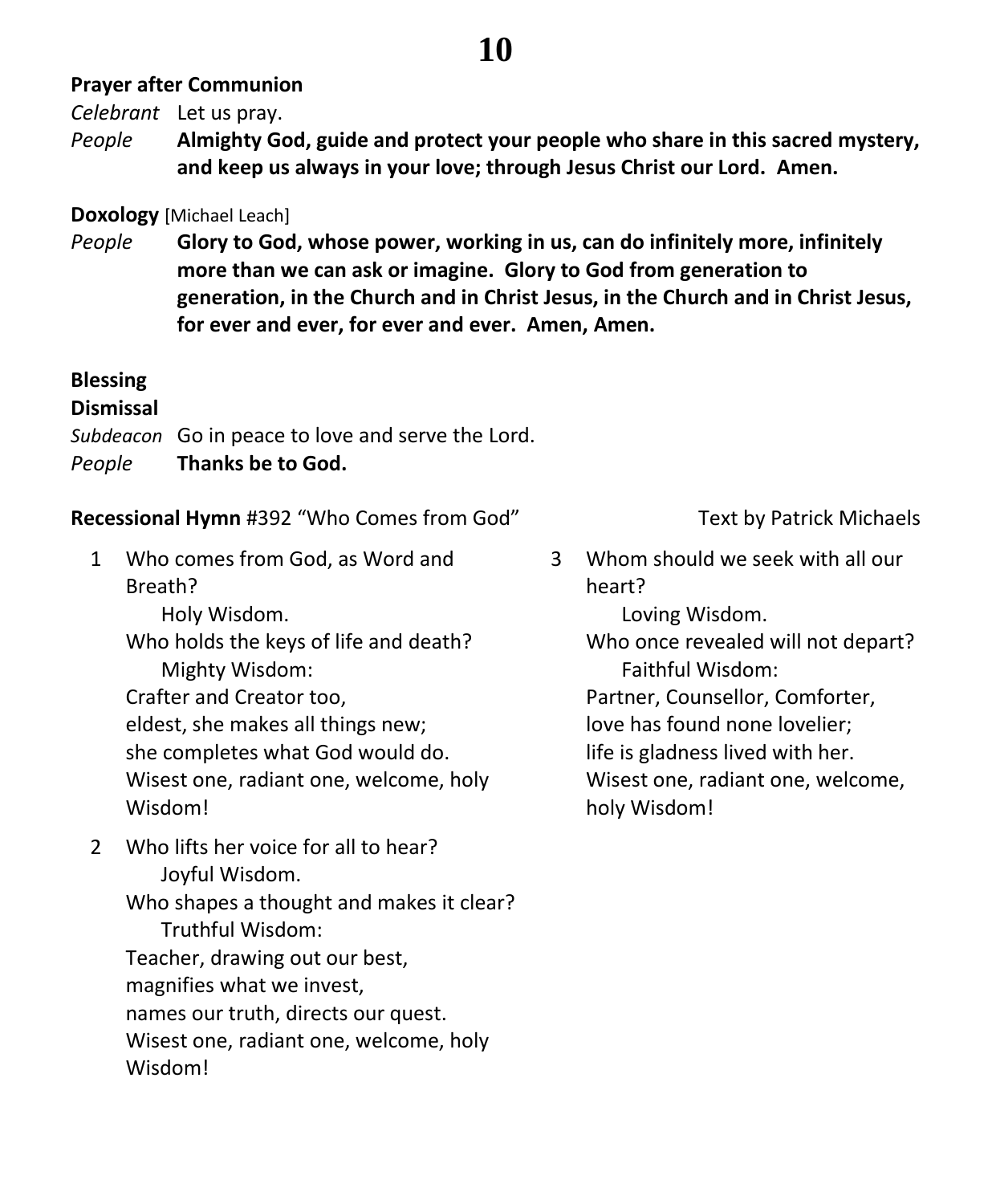**Prayer after Communion**

*Celebrant* Let us pray.

*People* **Almighty God, guide and protect your people who share in this sacred mystery, and keep us always in your love; through Jesus Christ our Lord. Amen.**

**Doxology** [Michael Leach]

*People* **Glory to God, whose power, working in us, can do infinitely more, infinitely more than we can ask or imagine. Glory to God from generation to generation, in the Church and in Christ Jesus, in the Church and in Christ Jesus, for ever and ever, for ever and ever. Amen, Amen.**

**Blessing**

**Dismissal**

*Subdeacon* Go in peace to love and serve the Lord.

*People* **Thanks be to God.**

**Recessional Hymn** #392 "Who Comes from God" Text by Patrick Michaels

1. Who comes from God, as Word and Breath?
   Holy Wisdom.
   Who holds the keys of life and death?
   Mighty Wisdom:
   Crafter and Creator too,
   eldest, she makes all things new;
   she completes what God would do.
   Wisest one, radiant one, welcome, holy Wisdom!

2. Who lifts her voice for all to hear?
   Joyful Wisdom.
   Who shapes a thought and makes it clear?
   Truthful Wisdom:
   Teacher, drawing out our best,
   magnifies what we invest,
   names our truth, directs our quest.
   Wisest one, radiant one, welcome, holy Wisdom!

3. Whom should we seek with all our heart?
   Loving Wisdom.
   Who once revealed will not depart?
   Faithful Wisdom:
   Partner, Counsellor, Comforter,
   love has found none lovelier;
   life is gladness lived with her.
   Wisest one, radiant one, welcome, holy Wisdom!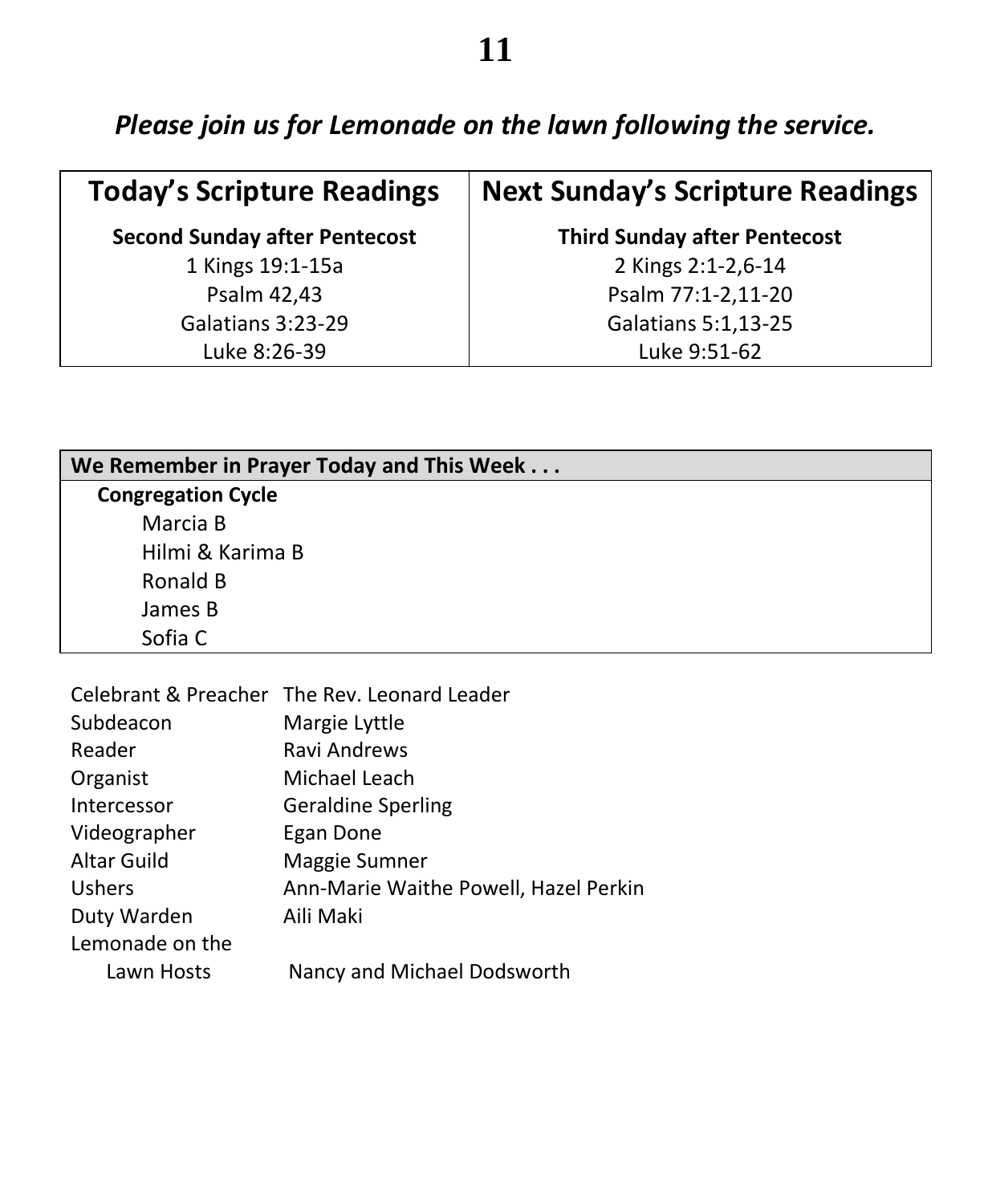*Please join us for Lemonade on the lawn following the service.*

| Today's Scripture Readings | Next Sunday's Scripture Readings |
|---|---|
| **Second Sunday after Pentecost** | **Third Sunday after Pentecost** |
| 1 Kings 19:1-15a | 2 Kings 2:1-2,6-14 |
| Psalm 42,43 | Psalm 77:1-2,11-20 |
| Galatians 3:23-29 | Galatians 5:1,13-25 |
| Luke 8:26-39 | Luke 9:51-62 |

| We Remember in Prayer Today and This Week . . . |
|---|
| **Congregation Cycle** |
| Marcia B |
| Hilmi & Karima B |
| Ronald B |
| James B |
| Sofia C |

| | |
|---|---|
| Celebrant & Preacher | The Rev. Leonard Leader |
| Subdeacon | Margie Lyttle |
| Reader | Ravi Andrews |
| Organist | Michael Leach |
| Intercessor | Geraldine Sperling |
| Videographer | Egan Done |
| Altar Guild | Maggie Sumner |
| Ushers | Ann-Marie Waithe Powell, Hazel Perkin |
| Duty Warden | Aili Maki |
| Lemonade on the Lawn Hosts | Nancy and Michael Dodsworth |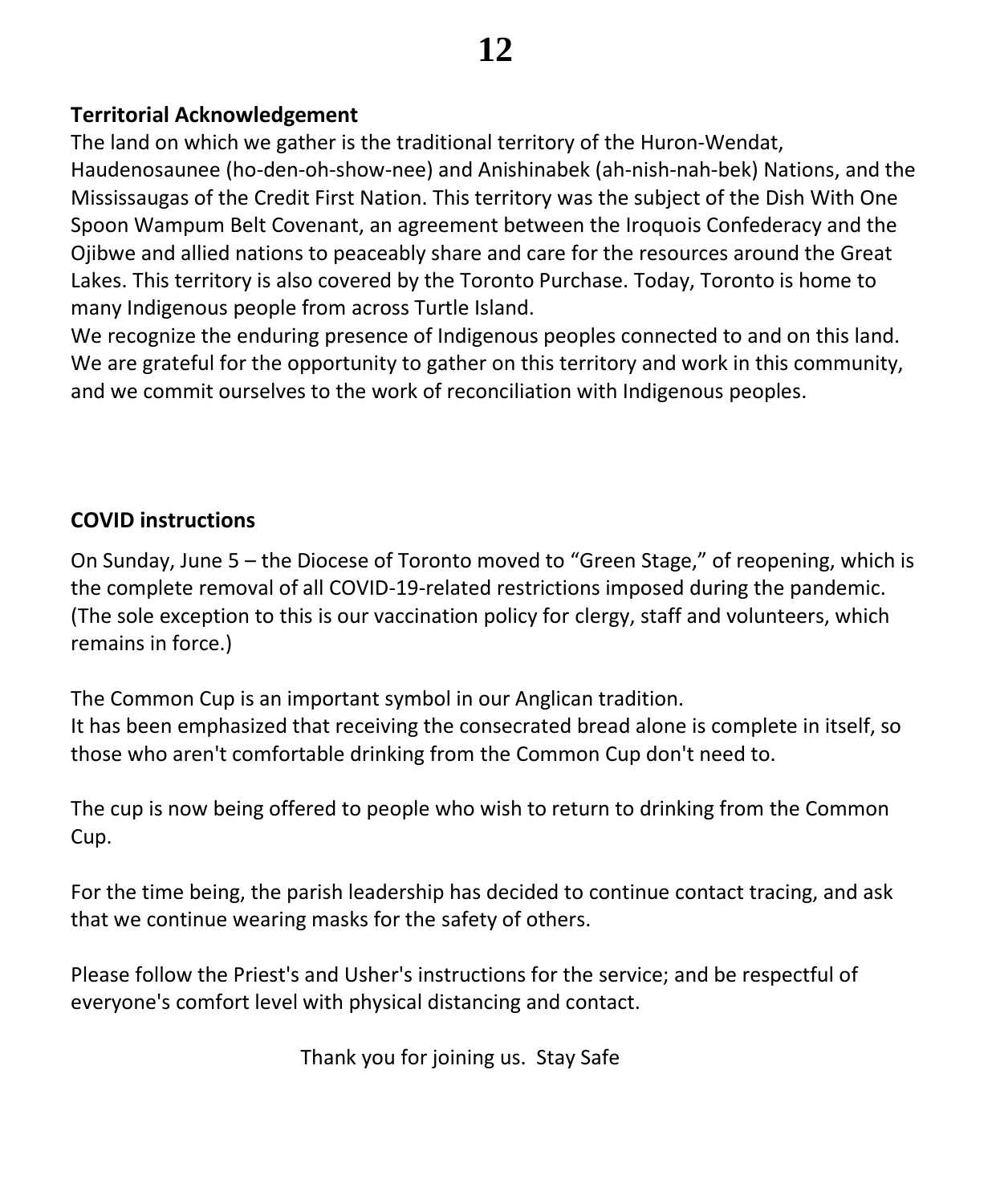**Territorial Acknowledgement**

The land on which we gather is the traditional territory of the Huron-Wendat, Haudenosaunee (ho-den-oh-show-nee) and Anishinabek (ah-nish-nah-bek) Nations, and the Mississaugas of the Credit First Nation. This territory was the subject of the Dish With One Spoon Wampum Belt Covenant, an agreement between the Iroquois Confederacy and the Ojibwe and allied nations to peaceably share and care for the resources around the Great Lakes. This territory is also covered by the Toronto Purchase. Today, Toronto is home to many Indigenous people from across Turtle Island.

We recognize the enduring presence of Indigenous peoples connected to and on this land. We are grateful for the opportunity to gather on this territory and work in this community, and we commit ourselves to the work of reconciliation with Indigenous peoples.

**COVID instructions**

On Sunday, June 5 – the Diocese of Toronto moved to "Green Stage," of reopening, which is the complete removal of all COVID-19-related restrictions imposed during the pandemic. (The sole exception to this is our vaccination policy for clergy, staff and volunteers, which remains in force.)

The Common Cup is an important symbol in our Anglican tradition.
It has been emphasized that receiving the consecrated bread alone is complete in itself, so those who aren't comfortable drinking from the Common Cup don't need to.

The cup is now being offered to people who wish to return to drinking from the Common Cup.

For the time being, the parish leadership has decided to continue contact tracing, and ask that we continue wearing masks for the safety of others.

Please follow the Priest's and Usher's instructions for the service; and be respectful of everyone's comfort level with physical distancing and contact.

Thank you for joining us. Stay Safe